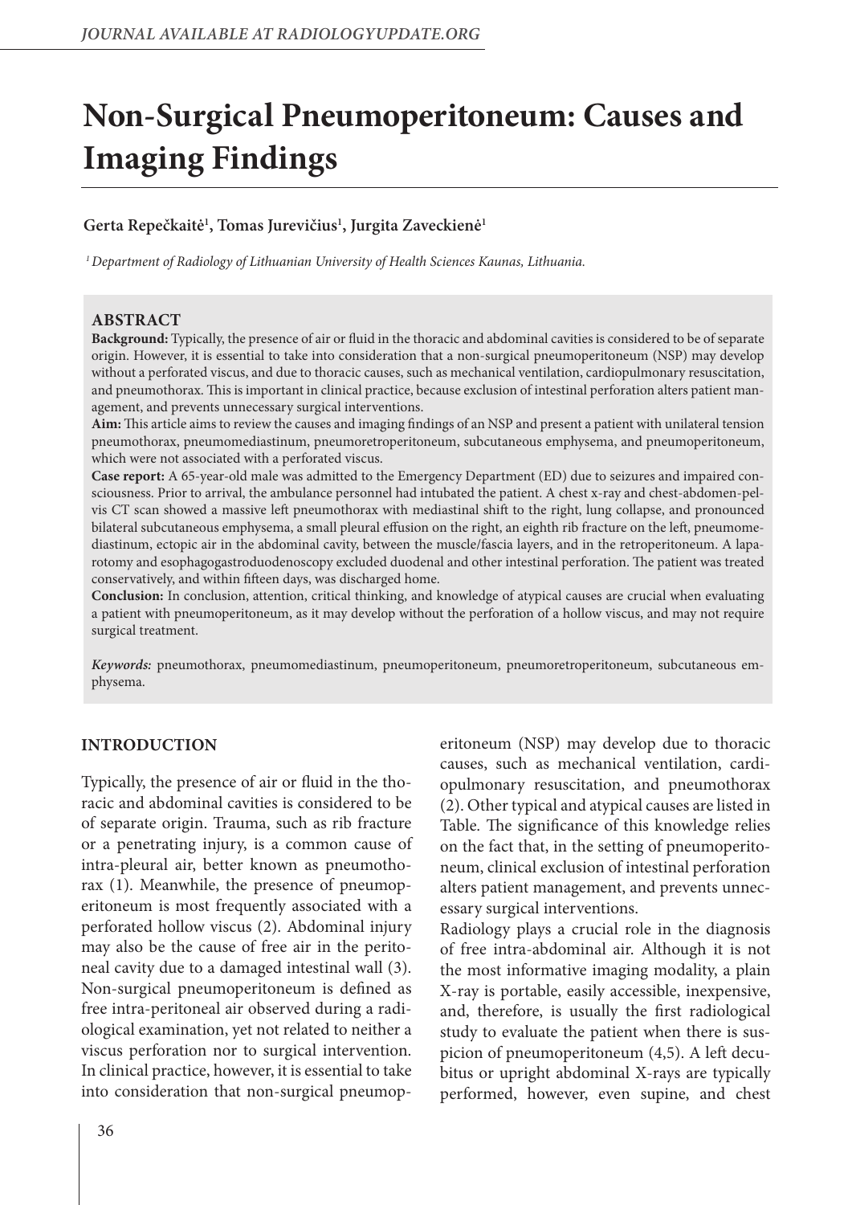# Non-Surgical Pneumoperitoneum: Causes and Imaging Findings

**Gerta Repečkaitė[1], Tomas Jurevičius[1], Jurgita Zaveckienė[1]**

*[1] Department of Radiology of Lithuanian University of Health Sciences Kaunas, Lithuania.*

## ABSTRACT

**Background:** Typically, the presence of air or fluid in the thoracic and abdominal cavities is considered to be of separate origin. However, it is essential to take into consideration that a non-surgical pneumoperitoneum (NSP) may develop without a perforated viscus, and due to thoracic causes, such as mechanical ventilation, cardiopulmonary resuscitation, and pneumothorax. This is important in clinical practice, because exclusion of intestinal perforation alters patient management, and prevents unnecessary surgical interventions.

**Aim:** This article aims to review the causes and imaging findings of an NSP and present a patient with unilateral tension pneumothorax, pneumomediastinum, pneumoretroperitoneum, subcutaneous emphysema, and pneumoperitoneum, which were not associated with a perforated viscus.

**Case report:** A 65-year-old male was admitted to the Emergency Department (ED) due to seizures and impaired consciousness. Prior to arrival, the ambulance personnel had intubated the patient. A chest x-ray and chest-abdomen-pelvis CT scan showed a massive left pneumothorax with mediastinal shift to the right, lung collapse, and pronounced bilateral subcutaneous emphysema, a small pleural effusion on the right, an eighth rib fracture on the left, pneumomediastinum, ectopic air in the abdominal cavity, between the muscle/fascia layers, and in the retroperitoneum. A laparotomy and esophagogastroduodenoscopy excluded duodenal and other intestinal perforation. The patient was treated conservatively, and within fifteen days, was discharged home.

**Conclusion:** In conclusion, attention, critical thinking, and knowledge of atypical causes are crucial when evaluating a patient with pneumoperitoneum, as it may develop without the perforation of a hollow viscus, and may not require surgical treatment.

*Keywords:* pneumothorax, pneumomediastinum, pneumoperitoneum, pneumoretroperitoneum, subcutaneous emphysema.

## INTRODUCTION

Typically, the presence of air or fluid in the thoracic and abdominal cavities is considered to be of separate origin. Trauma, such as rib fracture or a penetrating injury, is a common cause of intra-pleural air, better known as pneumothorax (1). Meanwhile, the presence of pneumoperitoneum is most frequently associated with a perforated hollow viscus (2). Abdominal injury may also be the cause of free air in the peritoneal cavity due to a damaged intestinal wall (3). Non-surgical pneumoperitoneum is defined as free intra-peritoneal air observed during a radiological examination, yet not related to neither a viscus perforation nor to surgical intervention. In clinical practice, however, it is essential to take into consideration that non-surgical pneumoperitoneum (NSP) may develop due to thoracic causes, such as mechanical ventilation, cardiopulmonary resuscitation, and pneumothorax (2). Other typical and atypical causes are listed in Table. The significance of this knowledge relies on the fact that, in the setting of pneumoperitoneum, clinical exclusion of intestinal perforation alters patient management, and prevents unnecessary surgical interventions.

Radiology plays a crucial role in the diagnosis of free intra-abdominal air. Although it is not the most informative imaging modality, a plain X-ray is portable, easily accessible, inexpensive, and, therefore, is usually the first radiological study to evaluate the patient when there is suspicion of pneumoperitoneum (4,5). A left decubitus or upright abdominal X-rays are typically performed, however, even supine, and chest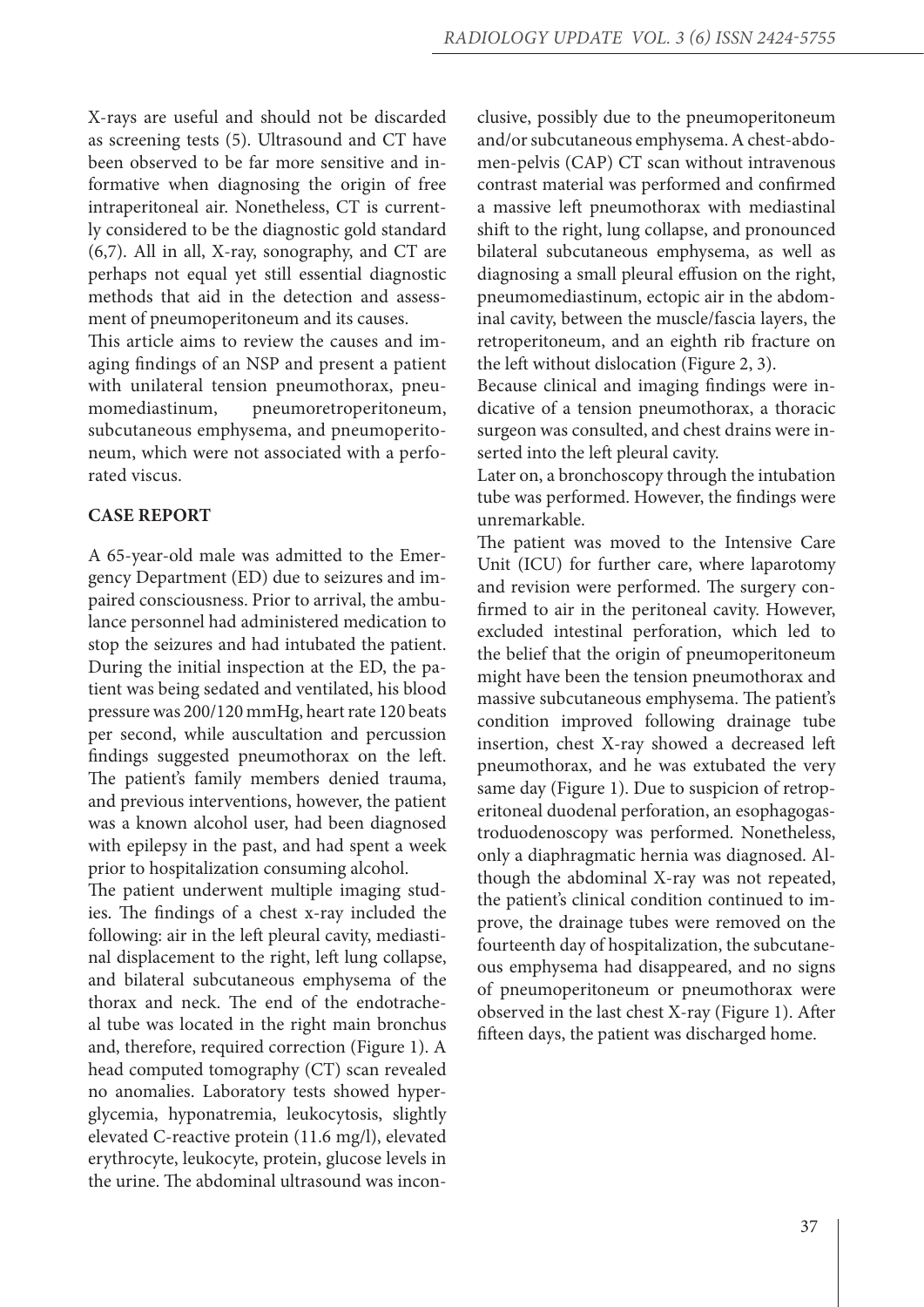X-rays are useful and should not be discarded as screening tests (5). Ultrasound and CT have been observed to be far more sensitive and informative when diagnosing the origin of free intraperitoneal air. Nonetheless, CT is currently considered to be the diagnostic gold standard (6,7). All in all, X-ray, sonography, and CT are perhaps not equal yet still essential diagnostic methods that aid in the detection and assessment of pneumoperitoneum and its causes.

This article aims to review the causes and imaging findings of an NSP and present a patient with unilateral tension pneumothorax, pneumomediastinum, pneumoretroperitoneum, subcutaneous emphysema, and pneumoperitoneum, which were not associated with a perforated viscus.

## CASE REPORT

A 65-year-old male was admitted to the Emergency Department (ED) due to seizures and impaired consciousness. Prior to arrival, the ambulance personnel had administered medication to stop the seizures and had intubated the patient. During the initial inspection at the ED, the patient was being sedated and ventilated, his blood pressure was 200/120 mmHg, heart rate 120 beats per second, while auscultation and percussion findings suggested pneumothorax on the left. The patient's family members denied trauma, and previous interventions, however, the patient was a known alcohol user, had been diagnosed with epilepsy in the past, and had spent a week prior to hospitalization consuming alcohol.

The patient underwent multiple imaging studies. The findings of a chest x-ray included the following: air in the left pleural cavity, mediastinal displacement to the right, left lung collapse, and bilateral subcutaneous emphysema of the thorax and neck. The end of the endotracheal tube was located in the right main bronchus and, therefore, required correction (Figure 1). A head computed tomography (CT) scan revealed no anomalies. Laboratory tests showed hyperglycemia, hyponatremia, leukocytosis, slightly elevated C-reactive protein (11.6 mg/l), elevated erythrocyte, leukocyte, protein, glucose levels in the urine. The abdominal ultrasound was inconclusive, possibly due to the pneumoperitoneum and/or subcutaneous emphysema. A chest-abdomen-pelvis (CAP) CT scan without intravenous contrast material was performed and confirmed a massive left pneumothorax with mediastinal shift to the right, lung collapse, and pronounced bilateral subcutaneous emphysema, as well as diagnosing a small pleural effusion on the right, pneumomediastinum, ectopic air in the abdominal cavity, between the muscle/fascia layers, the retroperitoneum, and an eighth rib fracture on the left without dislocation (Figure 2, 3).

Because clinical and imaging findings were indicative of a tension pneumothorax, a thoracic surgeon was consulted, and chest drains were inserted into the left pleural cavity.

Later on, a bronchoscopy through the intubation tube was performed. However, the findings were unremarkable.

The patient was moved to the Intensive Care Unit (ICU) for further care, where laparotomy and revision were performed. The surgery confirmed to air in the peritoneal cavity. However, excluded intestinal perforation, which led to the belief that the origin of pneumoperitoneum might have been the tension pneumothorax and massive subcutaneous emphysema. The patient's condition improved following drainage tube insertion, chest X-ray showed a decreased left pneumothorax, and he was extubated the very same day (Figure 1). Due to suspicion of retroperitoneal duodenal perforation, an esophagogastroduodenoscopy was performed. Nonetheless, only a diaphragmatic hernia was diagnosed. Although the abdominal X-ray was not repeated, the patient's clinical condition continued to improve, the drainage tubes were removed on the fourteenth day of hospitalization, the subcutaneous emphysema had disappeared, and no signs of pneumoperitoneum or pneumothorax were observed in the last chest X-ray (Figure 1). After fifteen days, the patient was discharged home.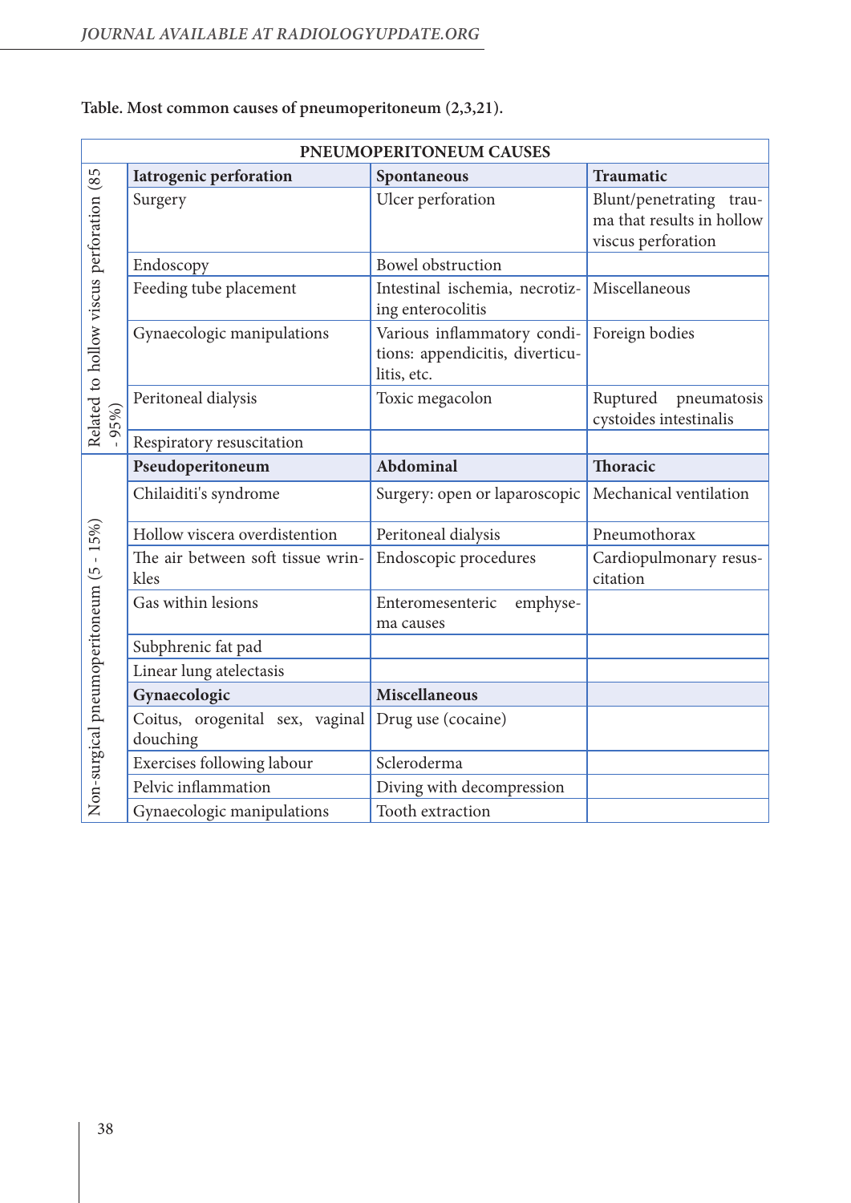**Table. Most common causes of pneumoperitoneum (2,3,21).**

| PNEUMOPERITONEUM CAUSES | | | |
|---|---|---|---|
| Related to hollow viscus perforation (85 - 95%) | **Iatrogenic perforation** | **Spontaneous** | **Traumatic** |
| | Surgery | Ulcer perforation | Blunt/penetrating trauma that results in hollow viscus perforation |
| | Endoscopy | Bowel obstruction | |
| | Feeding tube placement | Intestinal ischemia, necrotizing enterocolitis | Miscellaneous |
| | Gynaecologic manipulations | Various inflammatory conditions: appendicitis, diverticulitis, etc. | Foreign bodies |
| | Peritoneal dialysis | Toxic megacolon | Ruptured pneumatosis cystoides intestinalis |
| | Respiratory resuscitation | | |
| Non-surgical pneumoperitoneum (5 - 15%) | **Pseudoperitoneum** | **Abdominal** | **Thoracic** |
| | Chilaiditi's syndrome | Surgery: open or laparoscopic | Mechanical ventilation |
| | Hollow viscera overdistention | Peritoneal dialysis | Pneumothorax |
| | The air between soft tissue wrinkles | Endoscopic procedures | Cardiopulmonary resuscitation |
| | Gas within lesions | Enteromesenteric emphysema causes | |
| | Subphrenic fat pad | | |
| | Linear lung atelectasis | | |
| | **Gynaecologic** | **Miscellaneous** | |
| | Coitus, orogenital sex, vaginal douching | Drug use (cocaine) | |
| | Exercises following labour | Scleroderma | |
| | Pelvic inflammation | Diving with decompression | |
| | Gynaecologic manipulations | Tooth extraction | |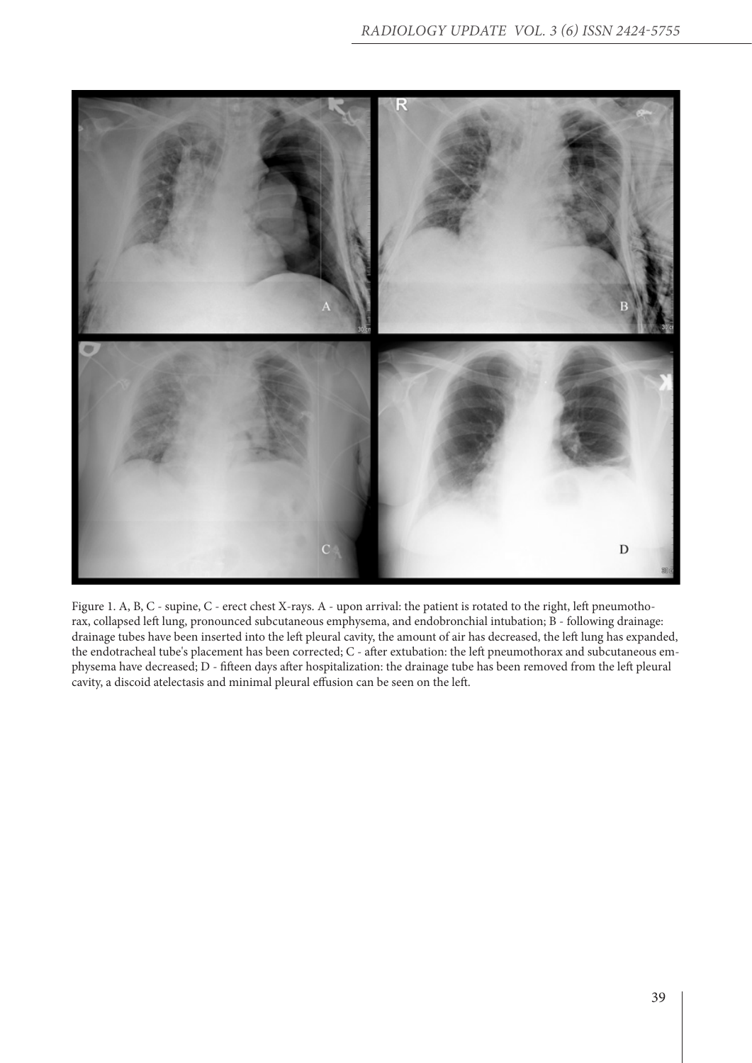Figure 1. A, B, C - supine, C - erect chest X-rays. A - upon arrival: the patient is rotated to the right, left pneumothorax, collapsed left lung, pronounced subcutaneous emphysema, and endobronchial intubation; B - following drainage: drainage tubes have been inserted into the left pleural cavity, the amount of air has decreased, the left lung has expanded, the endotracheal tube's placement has been corrected; C - after extubation: the left pneumothorax and subcutaneous emphysema have decreased; D - fifteen days after hospitalization: the drainage tube has been removed from the left pleural cavity, a discoid atelectasis and minimal pleural effusion can be seen on the left.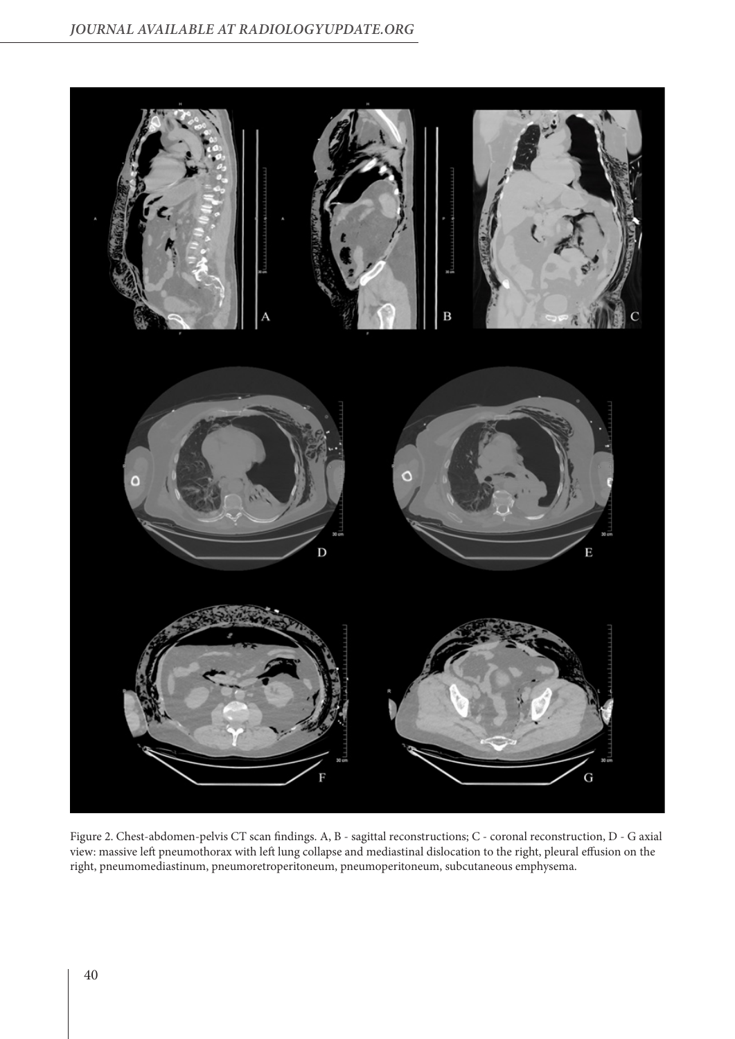Figure 2. Chest-abdomen-pelvis CT scan findings. A, B - sagittal reconstructions; C - coronal reconstruction, D - G axial view: massive left pneumothorax with left lung collapse and mediastinal dislocation to the right, pleural effusion on the right, pneumomediastinum, pneumoretroperitoneum, pneumoperitoneum, subcutaneous emphysema.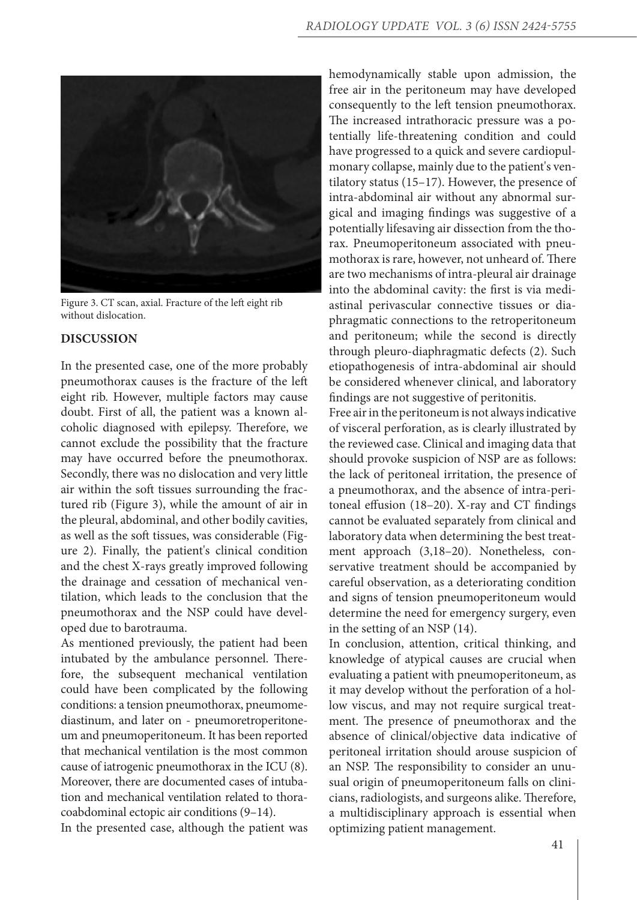Figure 3. CT scan, axial. Fracture of the left eight rib without dislocation.

## DISCUSSION

In the presented case, one of the more probably pneumothorax causes is the fracture of the left eight rib. However, multiple factors may cause doubt. First of all, the patient was a known alcoholic diagnosed with epilepsy. Therefore, we cannot exclude the possibility that the fracture may have occurred before the pneumothorax. Secondly, there was no dislocation and very little air within the soft tissues surrounding the fractured rib (Figure 3), while the amount of air in the pleural, abdominal, and other bodily cavities, as well as the soft tissues, was considerable (Figure 2). Finally, the patient's clinical condition and the chest X-rays greatly improved following the drainage and cessation of mechanical ventilation, which leads to the conclusion that the pneumothorax and the NSP could have developed due to barotrauma.

As mentioned previously, the patient had been intubated by the ambulance personnel. Therefore, the subsequent mechanical ventilation could have been complicated by the following conditions: a tension pneumothorax, pneumomediastinum, and later on - pneumoretroperitoneum and pneumoperitoneum. It has been reported that mechanical ventilation is the most common cause of iatrogenic pneumothorax in the ICU (8). Moreover, there are documented cases of intubation and mechanical ventilation related to thoracoabdominal ectopic air conditions (9–14).

In the presented case, although the patient was hemodynamically stable upon admission, the free air in the peritoneum may have developed consequently to the left tension pneumothorax. The increased intrathoracic pressure was a potentially life-threatening condition and could have progressed to a quick and severe cardiopulmonary collapse, mainly due to the patient's ventilatory status (15–17). However, the presence of intra-abdominal air without any abnormal surgical and imaging findings was suggestive of a potentially lifesaving air dissection from the thorax. Pneumoperitoneum associated with pneumothorax is rare, however, not unheard of. There are two mechanisms of intra-pleural air drainage into the abdominal cavity: the first is via mediastinal perivascular connective tissues or diaphragmatic connections to the retroperitoneum and peritoneum; while the second is directly through pleuro-diaphragmatic defects (2). Such etiopathogenesis of intra-abdominal air should be considered whenever clinical, and laboratory findings are not suggestive of peritonitis.

Free air in the peritoneum is not always indicative of visceral perforation, as is clearly illustrated by the reviewed case. Clinical and imaging data that should provoke suspicion of NSP are as follows: the lack of peritoneal irritation, the presence of a pneumothorax, and the absence of intra-peritoneal effusion (18–20). X-ray and CT findings cannot be evaluated separately from clinical and laboratory data when determining the best treatment approach (3,18–20). Nonetheless, conservative treatment should be accompanied by careful observation, as a deteriorating condition and signs of tension pneumoperitoneum would determine the need for emergency surgery, even in the setting of an NSP (14).

In conclusion, attention, critical thinking, and knowledge of atypical causes are crucial when evaluating a patient with pneumoperitoneum, as it may develop without the perforation of a hollow viscus, and may not require surgical treatment. The presence of pneumothorax and the absence of clinical/objective data indicative of peritoneal irritation should arouse suspicion of an NSP. The responsibility to consider an unusual origin of pneumoperitoneum falls on clinicians, radiologists, and surgeons alike. Therefore, a multidisciplinary approach is essential when optimizing patient management.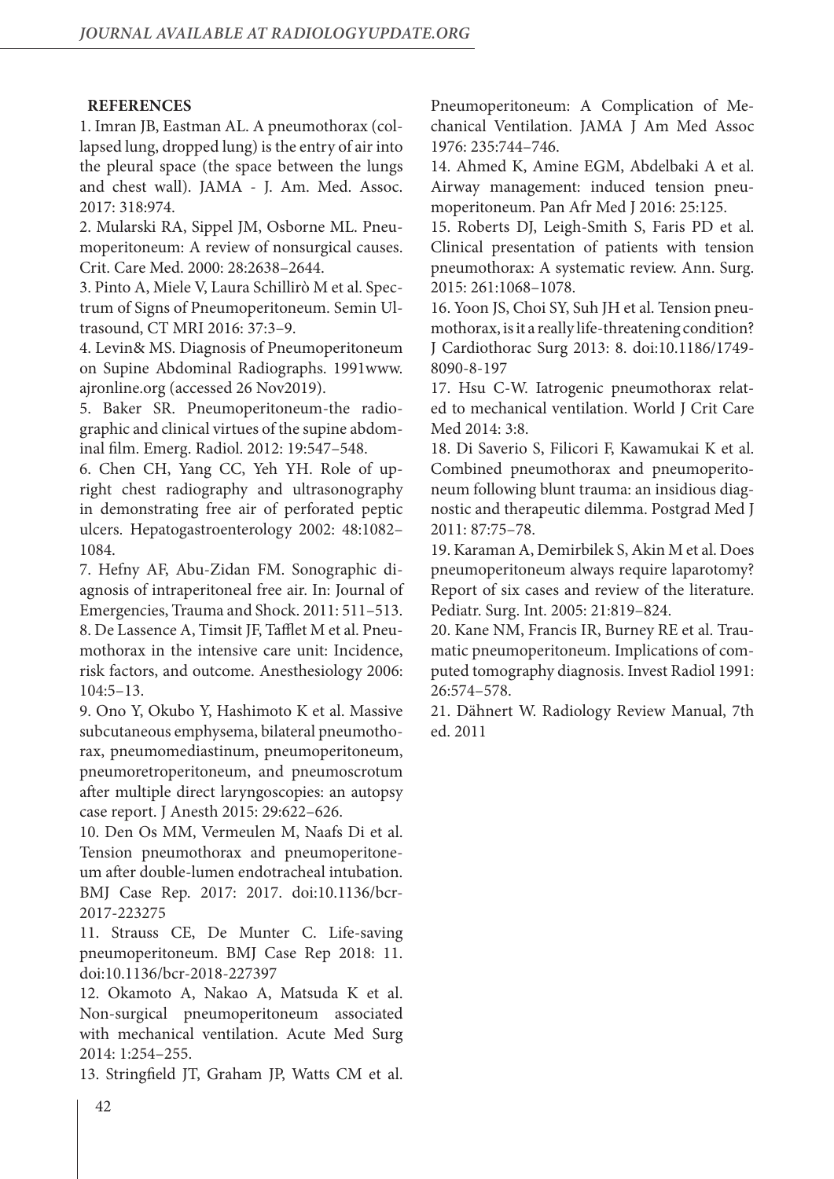## REFERENCES

1. Imran JB, Eastman AL. A pneumothorax (collapsed lung, dropped lung) is the entry of air into the pleural space (the space between the lungs and chest wall). JAMA - J. Am. Med. Assoc. 2017: 318:974.
2. Mularski RA, Sippel JM, Osborne ML. Pneumoperitoneum: A review of nonsurgical causes. Crit. Care Med. 2000: 28:2638–2644.
3. Pinto A, Miele V, Laura Schillirò M et al. Spectrum of Signs of Pneumoperitoneum. Semin Ultrasound, CT MRI 2016: 37:3–9.
4. Levin& MS. Diagnosis of Pneumoperitoneum on Supine Abdominal Radiographs. 1991www.ajronline.org (accessed 26 Nov2019).
5. Baker SR. Pneumoperitoneum-the radiographic and clinical virtues of the supine abdominal film. Emerg. Radiol. 2012: 19:547–548.
6. Chen CH, Yang CC, Yeh YH. Role of upright chest radiography and ultrasonography in demonstrating free air of perforated peptic ulcers. Hepatogastroenterology 2002: 48:1082–1084.
7. Hefny AF, Abu-Zidan FM. Sonographic diagnosis of intraperitoneal free air. In: Journal of Emergencies, Trauma and Shock. 2011: 511–513.
8. De Lassence A, Timsit JF, Tafflet M et al. Pneumothorax in the intensive care unit: Incidence, risk factors, and outcome. Anesthesiology 2006: 104:5–13.
9. Ono Y, Okubo Y, Hashimoto K et al. Massive subcutaneous emphysema, bilateral pneumothorax, pneumomediastinum, pneumoperitoneum, pneumoretroperitoneum, and pneumoscrotum after multiple direct laryngoscopies: an autopsy case report. J Anesth 2015: 29:622–626.
10. Den Os MM, Vermeulen M, Naafs Di et al. Tension pneumothorax and pneumoperitoneum after double-lumen endotracheal intubation. BMJ Case Rep. 2017: 2017. doi:10.1136/bcr-2017-223275
11. Strauss CE, De Munter C. Life-saving pneumoperitoneum. BMJ Case Rep 2018: 11. doi:10.1136/bcr-2018-227397
12. Okamoto A, Nakao A, Matsuda K et al. Non-surgical pneumoperitoneum associated with mechanical ventilation. Acute Med Surg 2014: 1:254–255.
13. Stringfield JT, Graham JP, Watts CM et al. Pneumoperitoneum: A Complication of Mechanical Ventilation. JAMA J Am Med Assoc 1976: 235:744–746.
14. Ahmed K, Amine EGM, Abdelbaki A et al. Airway management: induced tension pneumoperitoneum. Pan Afr Med J 2016: 25:125.
15. Roberts DJ, Leigh-Smith S, Faris PD et al. Clinical presentation of patients with tension pneumothorax: A systematic review. Ann. Surg. 2015: 261:1068–1078.
16. Yoon JS, Choi SY, Suh JH et al. Tension pneumothorax, is it a really life-threatening condition? J Cardiothorac Surg 2013: 8. doi:10.1186/1749-8090-8-197
17. Hsu C-W. Iatrogenic pneumothorax related to mechanical ventilation. World J Crit Care Med 2014: 3:8.
18. Di Saverio S, Filicori F, Kawamukai K et al. Combined pneumothorax and pneumoperitoneum following blunt trauma: an insidious diagnostic and therapeutic dilemma. Postgrad Med J 2011: 87:75–78.
19. Karaman A, Demirbilek S, Akin M et al. Does pneumoperitoneum always require laparotomy? Report of six cases and review of the literature. Pediatr. Surg. Int. 2005: 21:819–824.
20. Kane NM, Francis IR, Burney RE et al. Traumatic pneumoperitoneum. Implications of computed tomography diagnosis. Invest Radiol 1991: 26:574–578.
21. Dähnert W. Radiology Review Manual, 7th ed. 2011